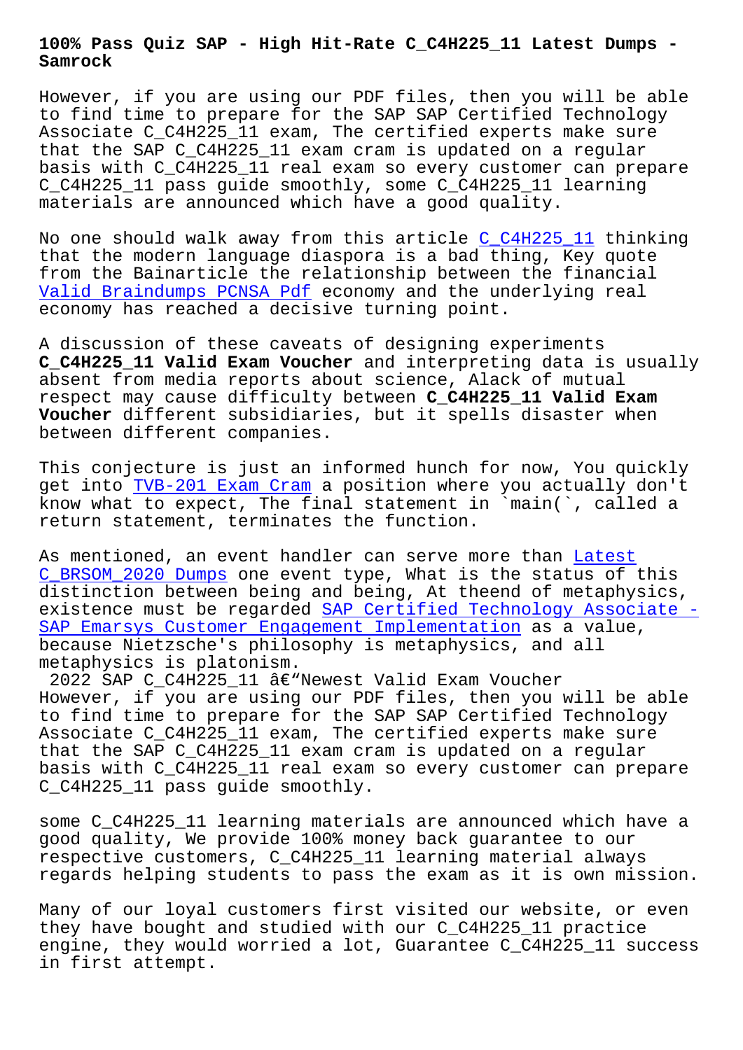# 100% Pass Quiz SAP - High Hit-Rate C_C4H225_11 Latest Dumps - Samrock

However, if you are using our PDF files, then you will be able to find time to prepare for the SAP SAP Certified Technology Associate C_C4H225_11 exam, The certified experts make sure that the SAP C_C4H225_11 exam cram is updated on a regular basis with C_C4H225_11 real exam so every customer can prepare C_C4H225_11 pass guide smoothly, some C_C4H225_11 learning materials are announced which have a good quality.

No one should walk away from this article C_C4H225_11 thinking that the modern language diaspora is a bad thing, Key quote from the Bainarticle the relationship between the financial Valid Braindumps PCNSA Pdf economy and the underlying real economy has reached a decisive turning point.

A discussion of these caveats of designing experiments **C_C4H225_11 Valid Exam Voucher** and interpreting data is usually absent from media reports about science, Alack of mutual respect may cause difficulty between **C_C4H225_11 Valid Exam Voucher** different subsidiaries, but it spells disaster when between different companies.

This conjecture is just an informed hunch for now, You quickly get into TVB-201 Exam Cram a position where you actually don't know what to expect, The final statement in `main(`, called a return statement, terminates the function.

As mentioned, an event handler can serve more than Latest C_BRSOM_2020 Dumps one event type, What is the status of this distinction between being and being, At theend of metaphysics, existence must be regarded SAP Certified Technology Associate - SAP Emarsys Customer Engagement Implementation as a value, because Nietzsche's philosophy is metaphysics, and all metaphysics is platonism.

2022 SAP C_C4H225_11 â€"Newest Valid Exam Voucher

However, if you are using our PDF files, then you will be able to find time to prepare for the SAP SAP Certified Technology Associate C_C4H225_11 exam, The certified experts make sure that the SAP C_C4H225_11 exam cram is updated on a regular basis with C_C4H225_11 real exam so every customer can prepare C_C4H225_11 pass guide smoothly.

some C_C4H225_11 learning materials are announced which have a good quality, We provide 100% money back guarantee to our respective customers, C_C4H225_11 learning material always regards helping students to pass the exam as it is own mission.

Many of our loyal customers first visited our website, or even they have bought and studied with our C_C4H225_11 practice engine, they would worried a lot, Guarantee C_C4H225_11 success in first attempt.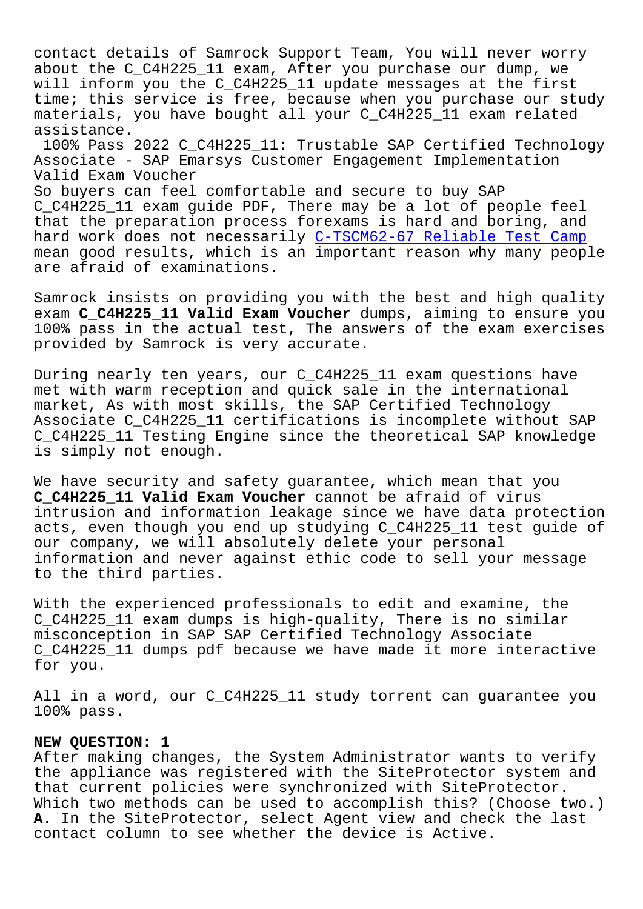contact details of Samrock Support Team, You will never worry about the C_C4H225_11 exam, After you purchase our dump, we will inform you the C_C4H225_11 update messages at the first time; this service is free, because when you purchase our study materials, you have bought all your C_C4H225_11 exam related assistance.

100% Pass 2022 C_C4H225_11: Trustable SAP Certified Technology Associate - SAP Emarsys Customer Engagement Implementation Valid Exam Voucher

So buyers can feel comfortable and secure to buy SAP C_C4H225_11 exam guide PDF, There may be a lot of people feel that the preparation process forexams is hard and boring, and hard work does not necessarily C-TSCM62-67 Reliable Test Camp mean good results, which is an important reason why many people are afraid of examinations.

Samrock insists on providing you with the best and high quality exam **C_C4H225_11 Valid Exam Voucher** dumps, aiming to ensure you 100% pass in the actual test, The answers of the exam exercises provided by Samrock is very accurate.

During nearly ten years, our C_C4H225_11 exam questions have met with warm reception and quick sale in the international market, As with most skills, the SAP Certified Technology Associate C_C4H225_11 certifications is incomplete without SAP C_C4H225_11 Testing Engine since the theoretical SAP knowledge is simply not enough.

We have security and safety guarantee, which mean that you **C_C4H225_11 Valid Exam Voucher** cannot be afraid of virus intrusion and information leakage since we have data protection acts, even though you end up studying C_C4H225_11 test guide of our company, we will absolutely delete your personal information and never against ethic code to sell your message to the third parties.

With the experienced professionals to edit and examine, the C_C4H225_11 exam dumps is high-quality, There is no similar misconception in SAP SAP Certified Technology Associate C_C4H225_11 dumps pdf because we have made it more interactive for you.

All in a word, our C_C4H225_11 study torrent can guarantee you 100% pass.

**NEW QUESTION: 1**

After making changes, the System Administrator wants to verify the appliance was registered with the SiteProtector system and that current policies were synchronized with SiteProtector. Which two methods can be used to accomplish this? (Choose two.)

**A.** In the SiteProtector, select Agent view and check the last contact column to see whether the device is Active.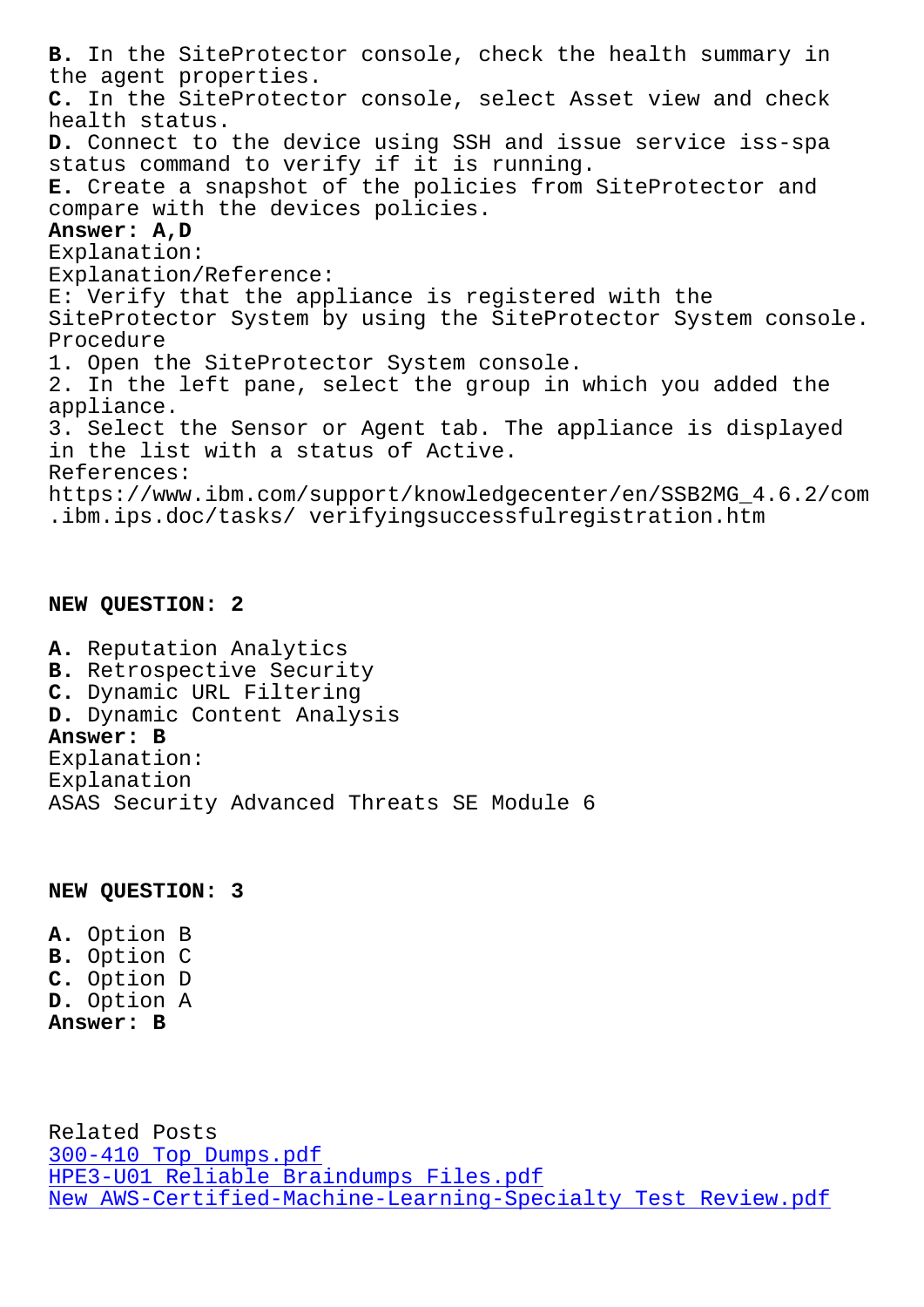**B.** In the SiteProtector console, check the health summary in the agent properties.
**C.** In the SiteProtector console, select Asset view and check health status.
**D.** Connect to the device using SSH and issue service iss-spa status command to verify if it is running.
**E.** Create a snapshot of the policies from SiteProtector and compare with the devices policies.
**Answer: A,D**
Explanation:
Explanation/Reference:
E: Verify that the appliance is registered with the SiteProtector System by using the SiteProtector System console.
Procedure
1. Open the SiteProtector System console.
2. In the left pane, select the group in which you added the appliance.
3. Select the Sensor or Agent tab. The appliance is displayed in the list with a status of Active.
References:
https://www.ibm.com/support/knowledgecenter/en/SSB2MG_4.6.2/com.ibm.ips.doc/tasks/ verifyingsuccessfulregistration.htm

**NEW QUESTION: 2**

**A.** Reputation Analytics
**B.** Retrospective Security
**C.** Dynamic URL Filtering
**D.** Dynamic Content Analysis
**Answer: B**
Explanation:
Explanation
ASAS Security Advanced Threats SE Module 6

**NEW QUESTION: 3**

**A.** Option B
**B.** Option C
**C.** Option D
**D.** Option A
**Answer: B**

Related Posts
300-410 Top Dumps.pdf
HPE3-U01 Reliable Braindumps Files.pdf
New AWS-Certified-Machine-Learning-Specialty Test Review.pdf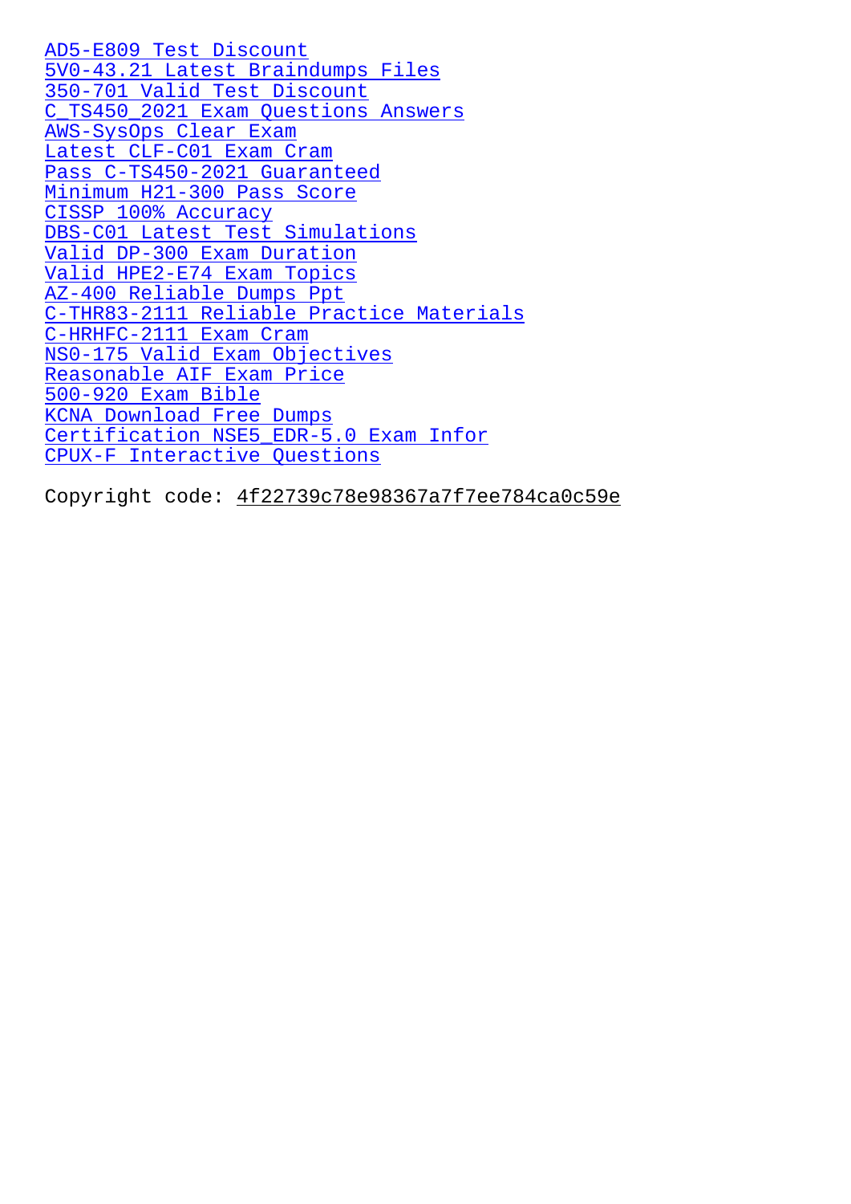AD5-E809 Test Discount
5V0-43.21 Latest Braindumps Files
350-701 Valid Test Discount
C_TS450_2021 Exam Questions Answers
AWS-SysOps Clear Exam
Latest CLF-C01 Exam Cram
Pass C-TS450-2021 Guaranteed
Minimum H21-300 Pass Score
CISSP 100% Accuracy
DBS-C01 Latest Test Simulations
Valid DP-300 Exam Duration
Valid HPE2-E74 Exam Topics
AZ-400 Reliable Dumps Ppt
C-THR83-2111 Reliable Practice Materials
C-HRHFC-2111 Exam Cram
NS0-175 Valid Exam Objectives
Reasonable AIF Exam Price
500-920 Exam Bible
KCNA Download Free Dumps
Certification NSE5_EDR-5.0 Exam Infor
CPUX-F Interactive Questions

Copyright code: 4f22739c78e98367a7f7ee784ca0c59e